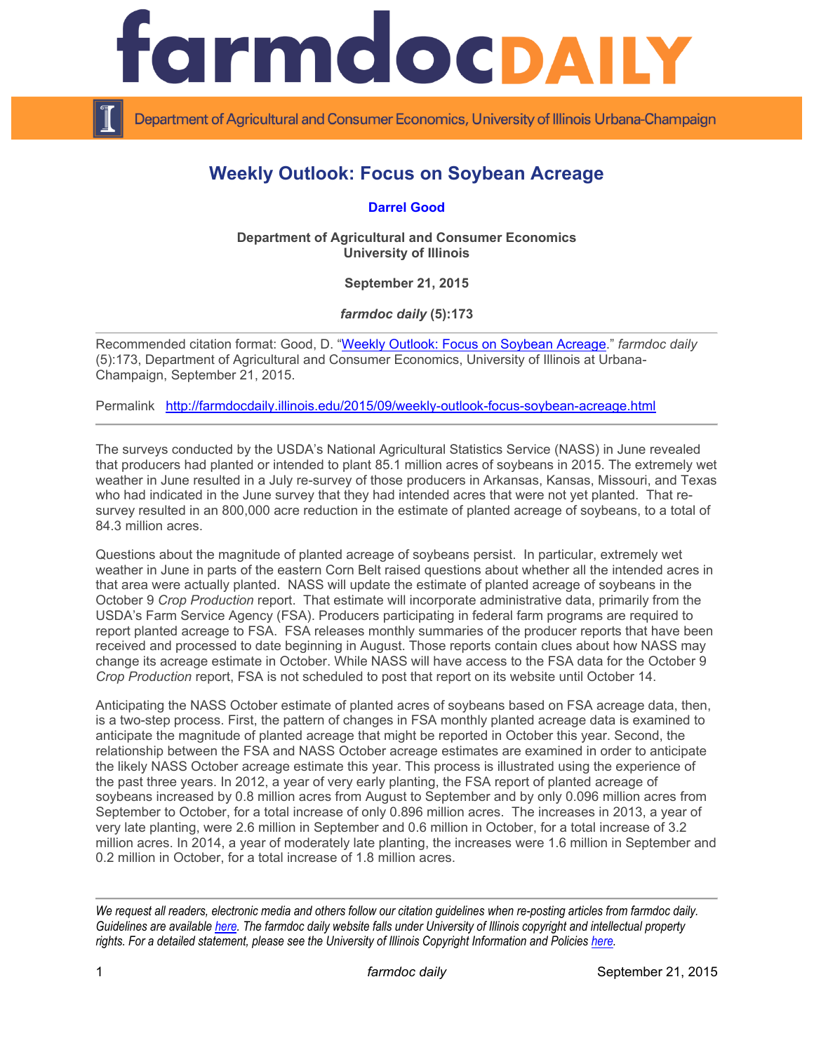# Weekly Outlook: Focus on Soybean Acreage

**Darrel Good**

**Department of Agricultural and Consumer Economics**
**University of Illinois**

**September 21, 2015**

***farmdoc daily* (5):173**

Recommended citation format: Good, D. "Weekly Outlook: Focus on Soybean Acreage." *farmdoc daily* (5):173, Department of Agricultural and Consumer Economics, University of Illinois at Urbana-Champaign, September 21, 2015.

Permalink http://farmdocdaily.illinois.edu/2015/09/weekly-outlook-focus-soybean-acreage.html

---

The surveys conducted by the USDA's National Agricultural Statistics Service (NASS) in June revealed that producers had planted or intended to plant 85.1 million acres of soybeans in 2015. The extremely wet weather in June resulted in a July re-survey of those producers in Arkansas, Kansas, Missouri, and Texas who had indicated in the June survey that they had intended acres that were not yet planted. That re-survey resulted in an 800,000 acre reduction in the estimate of planted acreage of soybeans, to a total of 84.3 million acres.

Questions about the magnitude of planted acreage of soybeans persist. In particular, extremely wet weather in June in parts of the eastern Corn Belt raised questions about whether all the intended acres in that area were actually planted. NASS will update the estimate of planted acreage of soybeans in the October 9 *Crop Production* report. That estimate will incorporate administrative data, primarily from the USDA's Farm Service Agency (FSA). Producers participating in federal farm programs are required to report planted acreage to FSA. FSA releases monthly summaries of the producer reports that have been received and processed to date beginning in August. Those reports contain clues about how NASS may change its acreage estimate in October. While NASS will have access to the FSA data for the October 9 *Crop Production* report, FSA is not scheduled to post that report on its website until October 14.

Anticipating the NASS October estimate of planted acres of soybeans based on FSA acreage data, then, is a two-step process. First, the pattern of changes in FSA monthly planted acreage data is examined to anticipate the magnitude of planted acreage that might be reported in October this year. Second, the relationship between the FSA and NASS October acreage estimates are examined in order to anticipate the likely NASS October acreage estimate this year. This process is illustrated using the experience of the past three years. In 2012, a year of very early planting, the FSA report of planted acreage of soybeans increased by 0.8 million acres from August to September and by only 0.096 million acres from September to October, for a total increase of only 0.896 million acres. The increases in 2013, a year of very late planting, were 2.6 million in September and 0.6 million in October, for a total increase of 3.2 million acres. In 2014, a year of moderately late planting, the increases were 1.6 million in September and 0.2 million in October, for a total increase of 1.8 million acres.

---

*We request all readers, electronic media and others follow our citation guidelines when re-posting articles from farmdoc daily. Guidelines are available here. The farmdoc daily website falls under University of Illinois copyright and intellectual property rights. For a detailed statement, please see the University of Illinois Copyright Information and Policies here.*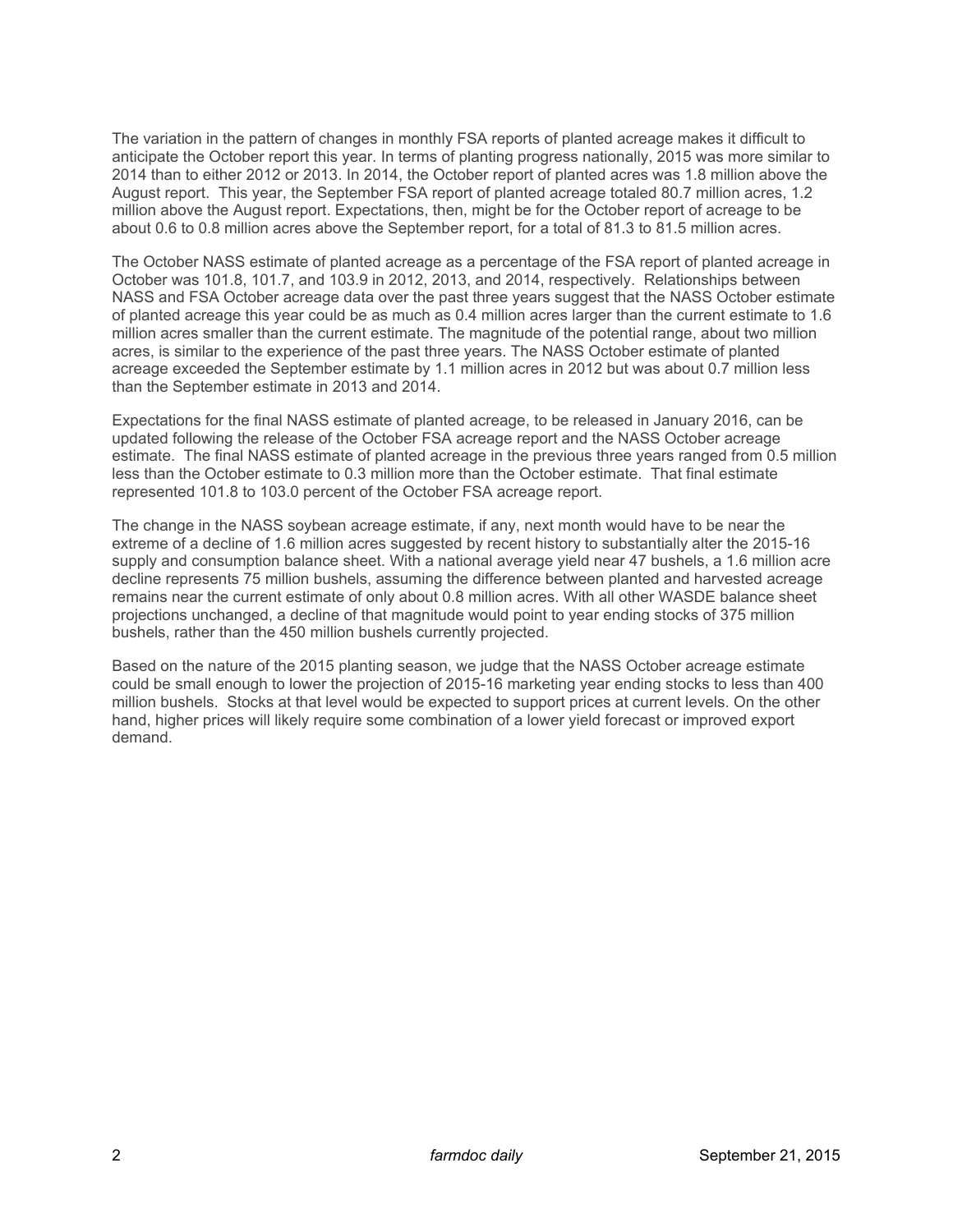The variation in the pattern of changes in monthly FSA reports of planted acreage makes it difficult to anticipate the October report this year. In terms of planting progress nationally, 2015 was more similar to 2014 than to either 2012 or 2013. In 2014, the October report of planted acres was 1.8 million above the August report. This year, the September FSA report of planted acreage totaled 80.7 million acres, 1.2 million above the August report. Expectations, then, might be for the October report of acreage to be about 0.6 to 0.8 million acres above the September report, for a total of 81.3 to 81.5 million acres.

The October NASS estimate of planted acreage as a percentage of the FSA report of planted acreage in October was 101.8, 101.7, and 103.9 in 2012, 2013, and 2014, respectively. Relationships between NASS and FSA October acreage data over the past three years suggest that the NASS October estimate of planted acreage this year could be as much as 0.4 million acres larger than the current estimate to 1.6 million acres smaller than the current estimate. The magnitude of the potential range, about two million acres, is similar to the experience of the past three years. The NASS October estimate of planted acreage exceeded the September estimate by 1.1 million acres in 2012 but was about 0.7 million less than the September estimate in 2013 and 2014.

Expectations for the final NASS estimate of planted acreage, to be released in January 2016, can be updated following the release of the October FSA acreage report and the NASS October acreage estimate. The final NASS estimate of planted acreage in the previous three years ranged from 0.5 million less than the October estimate to 0.3 million more than the October estimate. That final estimate represented 101.8 to 103.0 percent of the October FSA acreage report.

The change in the NASS soybean acreage estimate, if any, next month would have to be near the extreme of a decline of 1.6 million acres suggested by recent history to substantially alter the 2015-16 supply and consumption balance sheet. With a national average yield near 47 bushels, a 1.6 million acre decline represents 75 million bushels, assuming the difference between planted and harvested acreage remains near the current estimate of only about 0.8 million acres. With all other WASDE balance sheet projections unchanged, a decline of that magnitude would point to year ending stocks of 375 million bushels, rather than the 450 million bushels currently projected.

Based on the nature of the 2015 planting season, we judge that the NASS October acreage estimate could be small enough to lower the projection of 2015-16 marketing year ending stocks to less than 400 million bushels. Stocks at that level would be expected to support prices at current levels. On the other hand, higher prices will likely require some combination of a lower yield forecast or improved export demand.